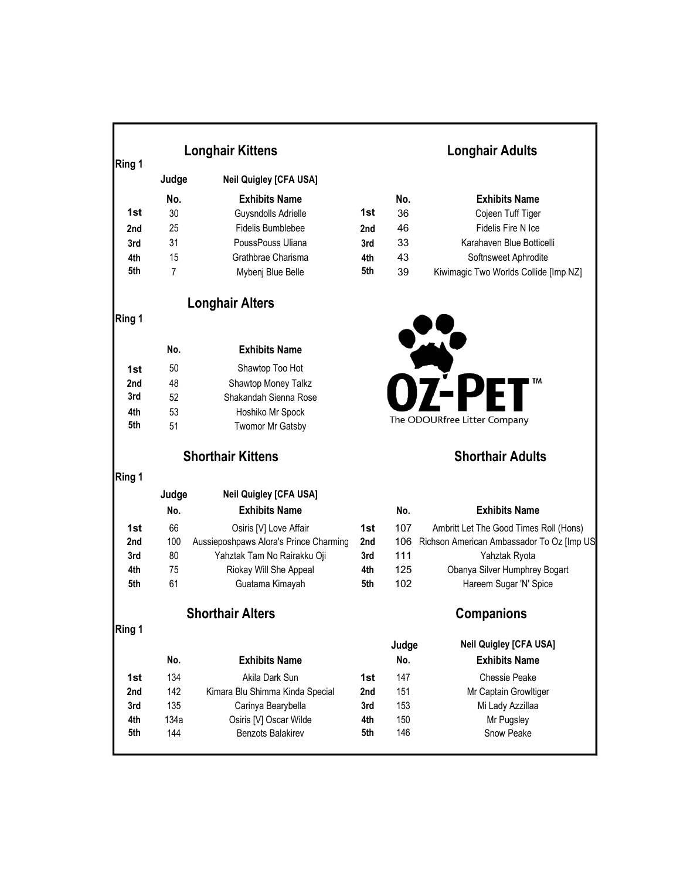## Ring 1

### Longhair Kittens

Judge: Neil Quigley [CFA USA]

| | No. | Exhibits Name |
|---|---|---|
| 1st | 30 | Guysndolls Adrielle |
| 2nd | 25 | Fidelis Bumblebee |
| 3rd | 31 | PoussPouss Uliana |
| 4th | 15 | Grathbrae Charisma |
| 5th | 7 | Mybenj Blue Belle |

### Longhair Adults

| | No. | Exhibits Name |
|---|---|---|
| 1st | 36 | Cojeen Tuff Tiger |
| 2nd | 46 | Fidelis Fire N Ice |
| 3rd | 33 | Karahaven Blue Botticelli |
| 4th | 43 | Softnsweet Aphrodite |
| 5th | 39 | Kiwimagic Two Worlds Collide [Imp NZ] |

## Ring 1

### Longhair Alters

| | No. | Exhibits Name |
|---|---|---|
| 1st | 50 | Shawtop Too Hot |
| 2nd | 48 | Shawtop Money Talkz |
| 3rd | 52 | Shakandah Sienna Rose |
| 4th | 53 | Hoshiko Mr Spock |
| 5th | 51 | Twomor Mr Gatsby |

OZ-PET™
The ODOURfree Litter Company

## Ring 1

### Shorthair Kittens

Judge: Neil Quigley [CFA USA]

| | No. | Exhibits Name |
|---|---|---|
| 1st | 66 | Osiris [V] Love Affair |
| 2nd | 100 | Aussieposhpaws Alora's Prince Charming |
| 3rd | 80 | Yahztak Tam No Rairakku Oji |
| 4th | 75 | Riokay Will She Appeal |
| 5th | 61 | Guatama Kimayah |

### Shorthair Adults

| | No. | Exhibits Name |
|---|---|---|
| 1st | 107 | Ambritt Let The Good Times Roll (Hons) |
| 2nd | 106 | Richson American Ambassador To Oz [Imp US |
| 3rd | 111 | Yahztak Ryota |
| 4th | 125 | Obanya Silver Humphrey Bogart |
| 5th | 102 | Hareem Sugar 'N' Spice |

## Ring 1

### Shorthair Alters

| | No. | Exhibits Name |
|---|---|---|
| 1st | 134 | Akila Dark Sun |
| 2nd | 142 | Kimara Blu Shimma Kinda Special |
| 3rd | 135 | Carinya Bearybella |
| 4th | 134a | Osiris [V] Oscar Wilde |
| 5th | 144 | Benzots Balakirev |

### Companions

Judge: Neil Quigley [CFA USA]

| | No. | Exhibits Name |
|---|---|---|
| 1st | 147 | Chessie Peake |
| 2nd | 151 | Mr Captain Growltiger |
| 3rd | 153 | Mi Lady Azzillaa |
| 4th | 150 | Mr Pugsley |
| 5th | 146 | Snow Peake |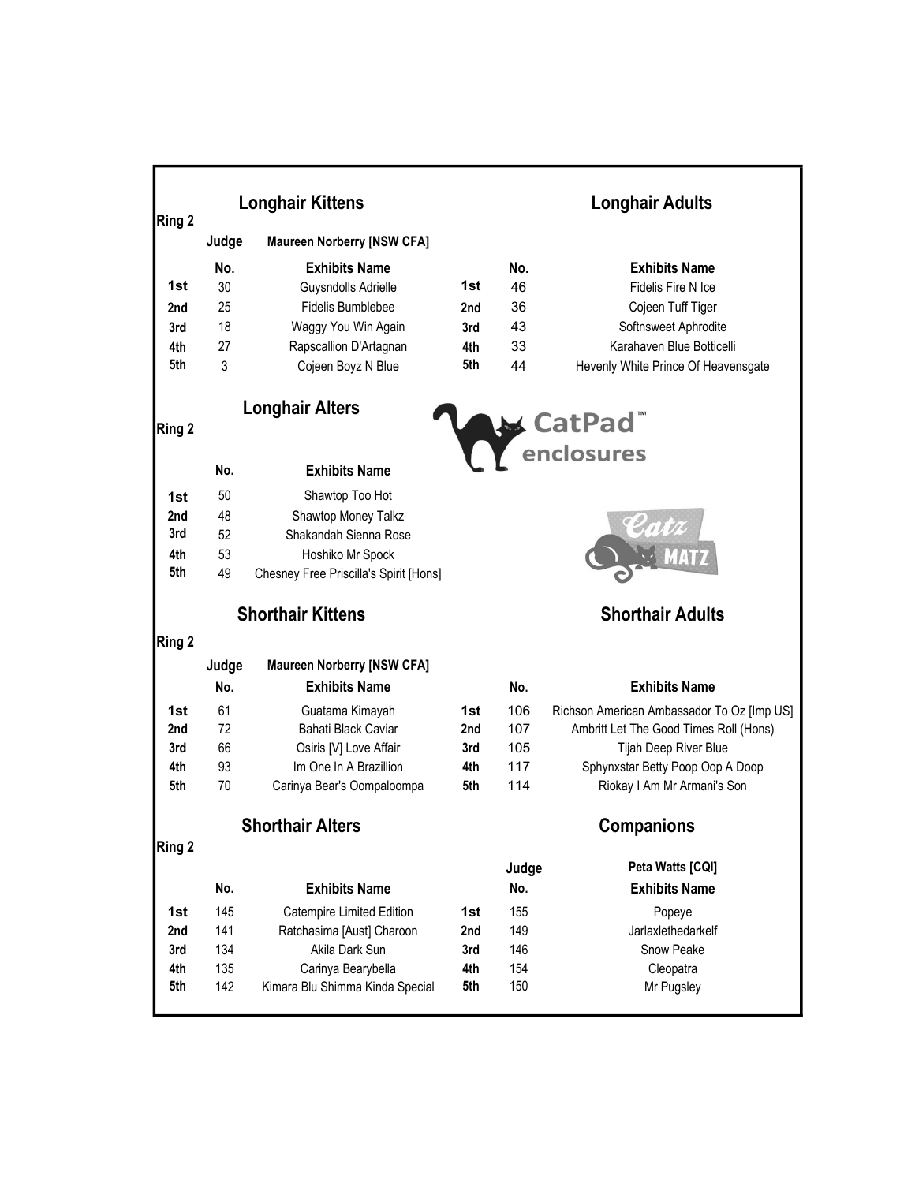## Longhair Kittens

**Ring 2**

**Judge** Maureen Norberry [NSW CFA]

| | No. | Exhibits Name |
|---|---|---|
| 1st | 30 | Guysndolls Adrielle |
| 2nd | 25 | Fidelis Bumblebee |
| 3rd | 18 | Waggy You Win Again |
| 4th | 27 | Rapscallion D'Artagnan |
| 5th | 3 | Cojeen Boyz N Blue |

## Longhair Adults

| | No. | Exhibits Name |
|---|---|---|
| 1st | 46 | Fidelis Fire N Ice |
| 2nd | 36 | Cojeen Tuff Tiger |
| 3rd | 43 | Softnsweet Aphrodite |
| 4th | 33 | Karahaven Blue Botticelli |
| 5th | 44 | Hevenly White Prince Of Heavensgate |

## Longhair Alters

**Ring 2**

| | No. | Exhibits Name |
|---|---|---|
| 1st | 50 | Shawtop Too Hot |
| 2nd | 48 | Shawtop Money Talkz |
| 3rd | 52 | Shakandah Sienna Rose |
| 4th | 53 | Hoshiko Mr Spock |
| 5th | 49 | Chesney Free Priscilla's Spirit [Hons] |

CatPad™ enclosures

Catz Matz

## Shorthair Kittens

**Ring 2**

**Judge** Maureen Norberry [NSW CFA]

| | No. | Exhibits Name |
|---|---|---|
| 1st | 61 | Guatama Kimayah |
| 2nd | 72 | Bahati Black Caviar |
| 3rd | 66 | Osiris [V] Love Affair |
| 4th | 93 | Im One In A Brazillion |
| 5th | 70 | Carinya Bear's Oompaloompa |

## Shorthair Adults

| | No. | Exhibits Name |
|---|---|---|
| 1st | 106 | Richson American Ambassador To Oz [Imp US] |
| 2nd | 107 | Ambritt Let The Good Times Roll (Hons) |
| 3rd | 105 | Tijah Deep River Blue |
| 4th | 117 | Sphynxstar Betty Poop Oop A Doop |
| 5th | 114 | Riokay I Am Mr Armani's Son |

## Shorthair Alters

**Ring 2**

| | No. | Exhibits Name |
|---|---|---|
| 1st | 145 | Catempire Limited Edition |
| 2nd | 141 | Ratchasima [Aust] Charoon |
| 3rd | 134 | Akila Dark Sun |
| 4th | 135 | Carinya Bearybella |
| 5th | 142 | Kimara Blu Shimma Kinda Special |

## Companions

**Judge** Peta Watts [CQI]

| | No. | Exhibits Name |
|---|---|---|
| 1st | 155 | Popeye |
| 2nd | 149 | Jarlaxlethedarkelf |
| 3rd | 146 | Snow Peake |
| 4th | 154 | Cleopatra |
| 5th | 150 | Mr Pugsley |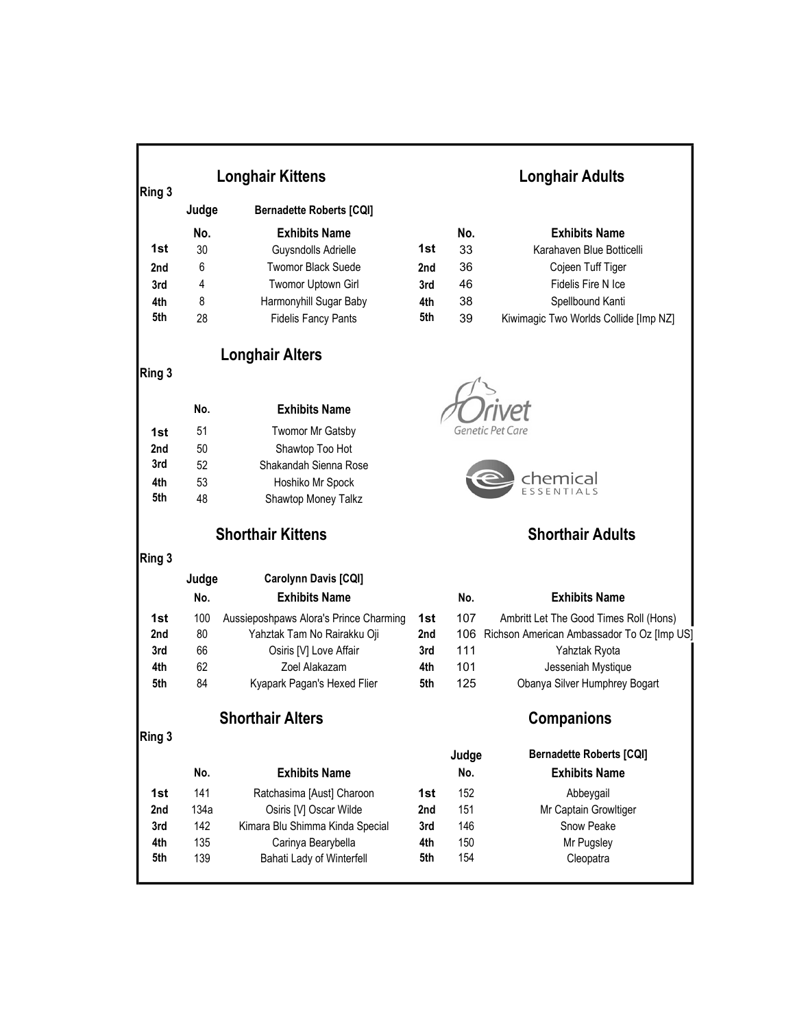## Longhair Kittens

**Ring 3**

**Judge** Bernadette Roberts [CQI]

| | No. | Exhibits Name |
|---|---|---|
| 1st | 30 | Guysndolls Adrielle |
| 2nd | 6 | Twomor Black Suede |
| 3rd | 4 | Twomor Uptown Girl |
| 4th | 8 | Harmonyhill Sugar Baby |
| 5th | 28 | Fidelis Fancy Pants |

## Longhair Adults

| | No. | Exhibits Name |
|---|---|---|
| 1st | 33 | Karahaven Blue Botticelli |
| 2nd | 36 | Cojeen Tuff Tiger |
| 3rd | 46 | Fidelis Fire N Ice |
| 4th | 38 | Spellbound Kanti |
| 5th | 39 | Kiwimagic Two Worlds Collide [Imp NZ] |

## Longhair Alters

**Ring 3**

| | No. | Exhibits Name |
|---|---|---|
| 1st | 51 | Twomor Mr Gatsby |
| 2nd | 50 | Shawtop Too Hot |
| 3rd | 52 | Shakandah Sienna Rose |
| 4th | 53 | Hoshiko Mr Spock |
| 5th | 48 | Shawtop Money Talkz |

Orivet Genetic Pet Care

chemical ESSENTIALS

## Shorthair Kittens

**Ring 3**

**Judge** Carolynn Davis [CQI]

| | No. | Exhibits Name |
|---|---|---|
| 1st | 100 | Aussieposhpaws Alora's Prince Charming |
| 2nd | 80 | Yahztak Tam No Rairakku Oji |
| 3rd | 66 | Osiris [V] Love Affair |
| 4th | 62 | Zoel Alakazam |
| 5th | 84 | Kyapark Pagan's Hexed Flier |

## Shorthair Adults

| | No. | Exhibits Name |
|---|---|---|
| 1st | 107 | Ambritt Let The Good Times Roll (Hons) |
| 2nd | 106 | Richson American Ambassador To Oz [Imp US] |
| 3rd | 111 | Yahztak Ryota |
| 4th | 101 | Jesseniah Mystique |
| 5th | 125 | Obanya Silver Humphrey Bogart |

## Shorthair Alters

**Ring 3**

| | No. | Exhibits Name |
|---|---|---|
| 1st | 141 | Ratchasima [Aust] Charoon |
| 2nd | 134a | Osiris [V] Oscar Wilde |
| 3rd | 142 | Kimara Blu Shimma Kinda Special |
| 4th | 135 | Carinya Bearybella |
| 5th | 139 | Bahati Lady of Winterfell |

## Companions

**Judge** Bernadette Roberts [CQI]

| | No. | Exhibits Name |
|---|---|---|
| 1st | 152 | Abbeygail |
| 2nd | 151 | Mr Captain Growltiger |
| 3rd | 146 | Snow Peake |
| 4th | 150 | Mr Pugsley |
| 5th | 154 | Cleopatra |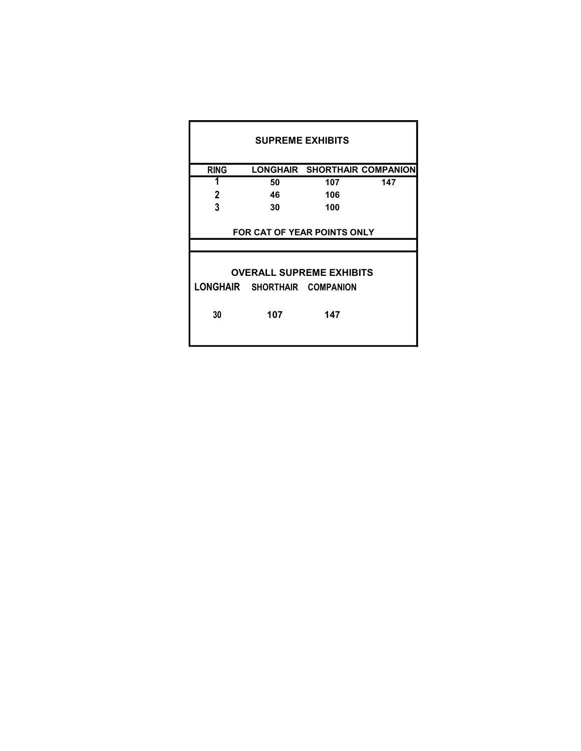## SUPREME EXHIBITS

| RING | LONGHAIR | SHORTHAIR | COMPANION |
|---|---|---|---|
| 1 | 50 | 107 | 147 |
| 2 | 46 | 106 | |
| 3 | 30 | 100 | |

FOR CAT OF YEAR POINTS ONLY

## OVERALL SUPREME EXHIBITS

| LONGHAIR | SHORTHAIR | COMPANION |
|---|---|---|
| 30 | 107 | 147 |